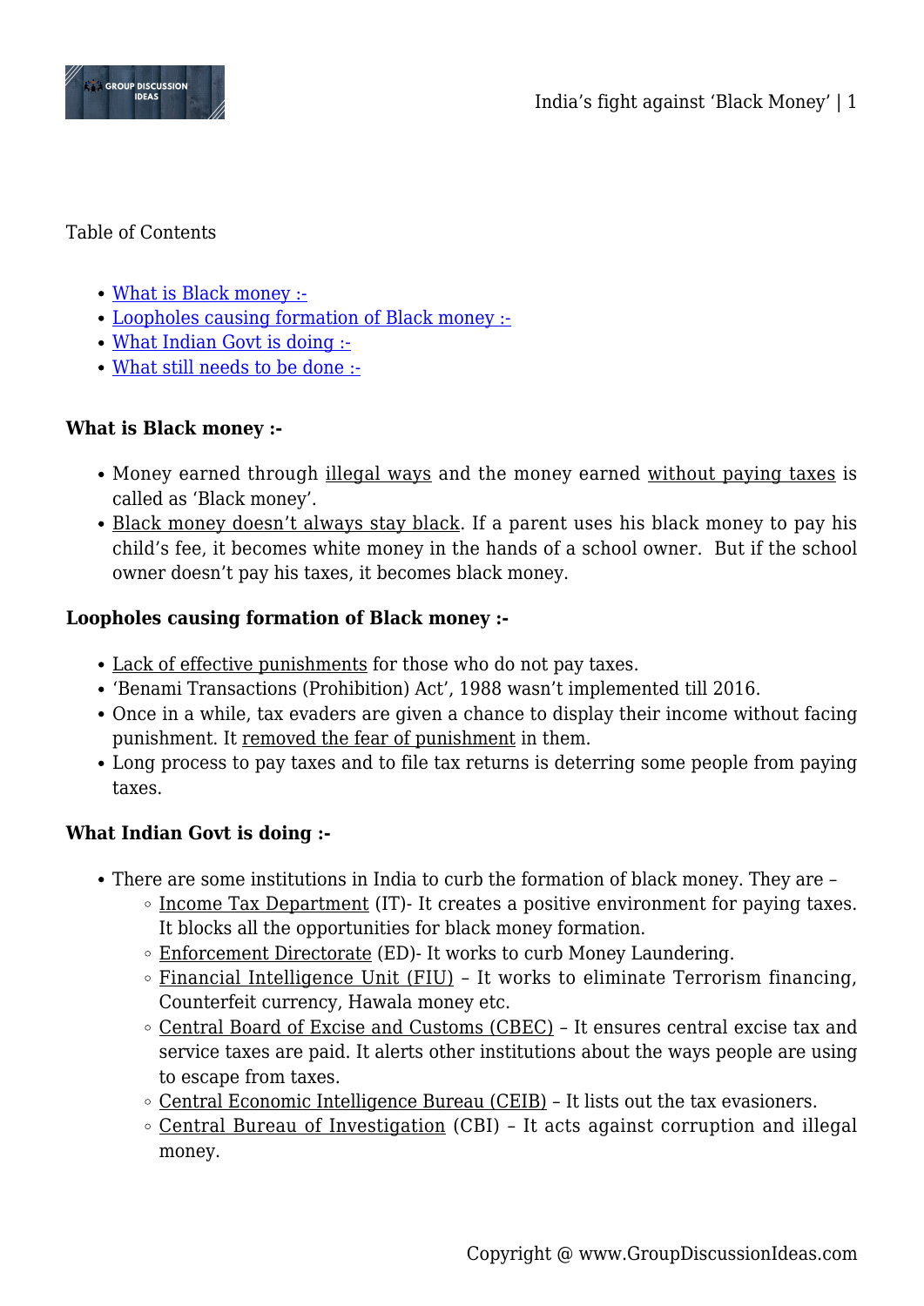Table of Contents

- What is Black money :-
- Loopholes causing formation of Black money :-
- What Indian Govt is doing :-
- What still needs to be done :-

**What is Black money :-**

- Money earned through illegal ways and the money earned without paying taxes is called as 'Black money'.
- Black money doesn't always stay black. If a parent uses his black money to pay his child's fee, it becomes white money in the hands of a school owner. But if the school owner doesn't pay his taxes, it becomes black money.

**Loopholes causing formation of Black money :-**

- Lack of effective punishments for those who do not pay taxes.
- 'Benami Transactions (Prohibition) Act', 1988 wasn't implemented till 2016.
- Once in a while, tax evaders are given a chance to display their income without facing punishment. It removed the fear of punishment in them.
- Long process to pay taxes and to file tax returns is deterring some people from paying taxes.

**What Indian Govt is doing :-**

- There are some institutions in India to curb the formation of black money. They are –
  - Income Tax Department (IT)- It creates a positive environment for paying taxes. It blocks all the opportunities for black money formation.
  - Enforcement Directorate (ED)- It works to curb Money Laundering.
  - Financial Intelligence Unit (FIU) – It works to eliminate Terrorism financing, Counterfeit currency, Hawala money etc.
  - Central Board of Excise and Customs (CBEC) – It ensures central excise tax and service taxes are paid. It alerts other institutions about the ways people are using to escape from taxes.
  - Central Economic Intelligence Bureau (CEIB) – It lists out the tax evasioners.
  - Central Bureau of Investigation (CBI) – It acts against corruption and illegal money.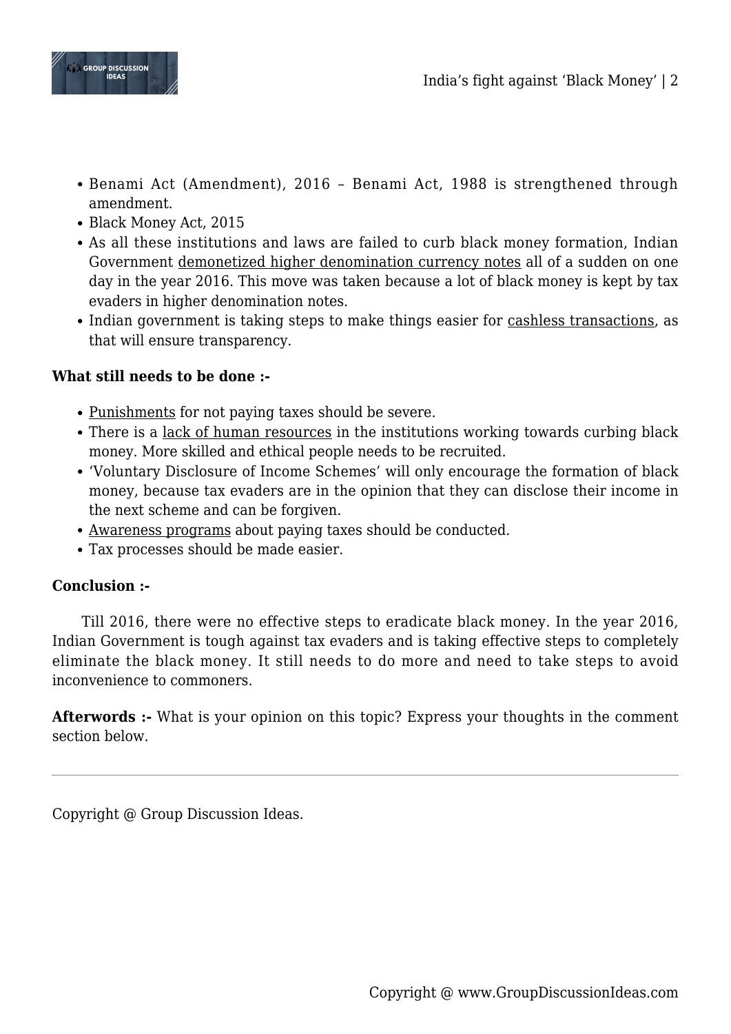- Benami Act (Amendment), 2016 – Benami Act, 1988 is strengthened through amendment.
- Black Money Act, 2015
- As all these institutions and laws are failed to curb black money formation, Indian Government demonetized higher denomination currency notes all of a sudden on one day in the year 2016. This move was taken because a lot of black money is kept by tax evaders in higher denomination notes.
- Indian government is taking steps to make things easier for cashless transactions, as that will ensure transparency.

**What still needs to be done :-**

- Punishments for not paying taxes should be severe.
- There is a lack of human resources in the institutions working towards curbing black money. More skilled and ethical people needs to be recruited.
- 'Voluntary Disclosure of Income Schemes' will only encourage the formation of black money, because tax evaders are in the opinion that they can disclose their income in the next scheme and can be forgiven.
- Awareness programs about paying taxes should be conducted.
- Tax processes should be made easier.

**Conclusion :-**

Till 2016, there were no effective steps to eradicate black money. In the year 2016, Indian Government is tough against tax evaders and is taking effective steps to completely eliminate the black money. It still needs to do more and need to take steps to avoid inconvenience to commoners.

**Afterwords :-** What is your opinion on this topic? Express your thoughts in the comment section below.

---

Copyright @ Group Discussion Ideas.